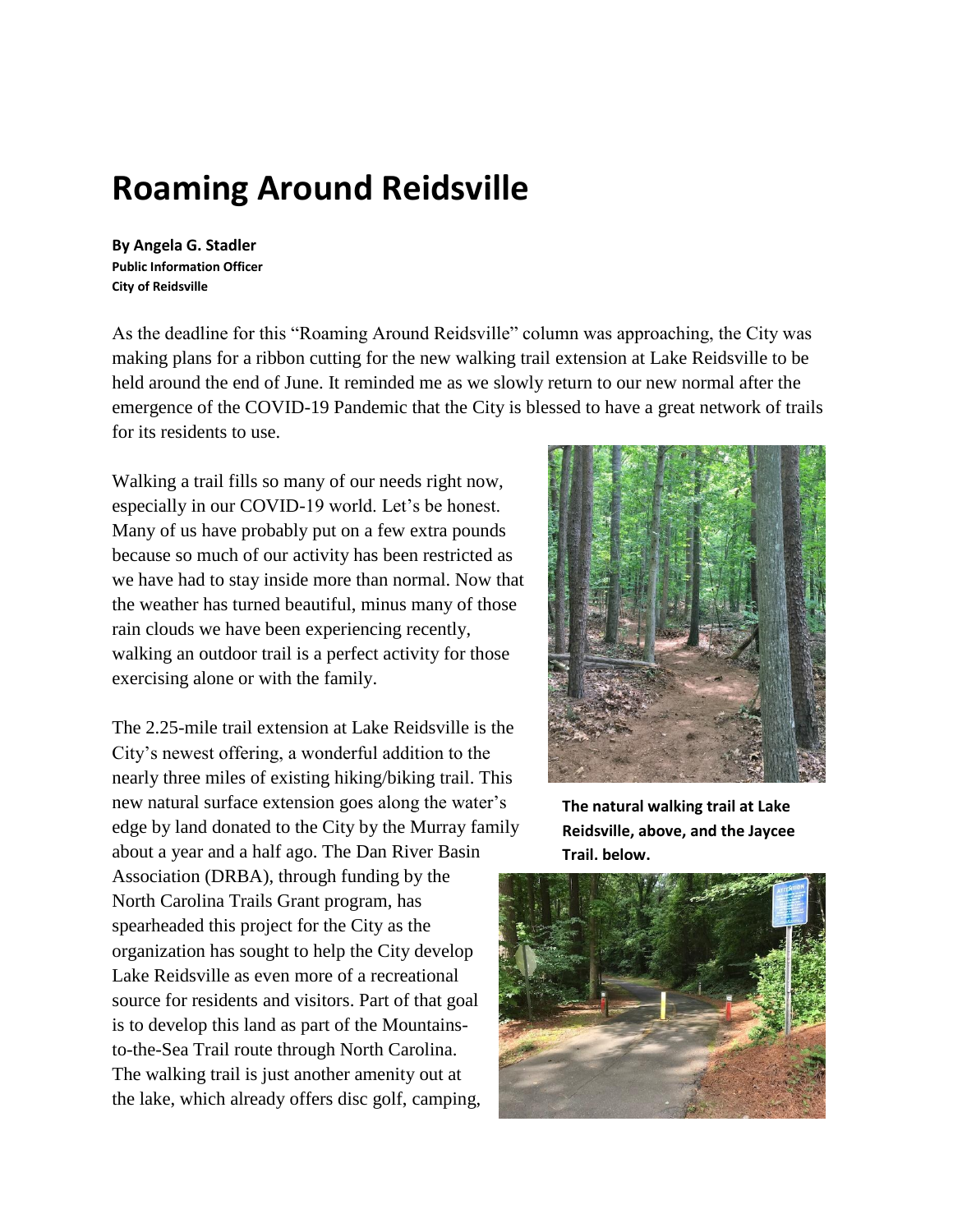# Roaming Around Reidsville

**By Angela G. Stadler**
**Public Information Officer**
**City of Reidsville**

As the deadline for this "Roaming Around Reidsville" column was approaching, the City was making plans for a ribbon cutting for the new walking trail extension at Lake Reidsville to be held around the end of June. It reminded me as we slowly return to our new normal after the emergence of the COVID-19 Pandemic that the City is blessed to have a great network of trails for its residents to use.

Walking a trail fills so many of our needs right now, especially in our COVID-19 world. Let's be honest. Many of us have probably put on a few extra pounds because so much of our activity has been restricted as we have had to stay inside more than normal. Now that the weather has turned beautiful, minus many of those rain clouds we have been experiencing recently, walking an outdoor trail is a perfect activity for those exercising alone or with the family.

**The natural walking trail at Lake Reidsville, above, and the Jaycee Trail. below.**

The 2.25-mile trail extension at Lake Reidsville is the City's newest offering, a wonderful addition to the nearly three miles of existing hiking/biking trail. This new natural surface extension goes along the water's edge by land donated to the City by the Murray family about a year and a half ago. The Dan River Basin Association (DRBA), through funding by the North Carolina Trails Grant program, has spearheaded this project for the City as the organization has sought to help the City develop Lake Reidsville as even more of a recreational source for residents and visitors. Part of that goal is to develop this land as part of the Mountains-to-the-Sea Trail route through North Carolina. The walking trail is just another amenity out at the lake, which already offers disc golf, camping,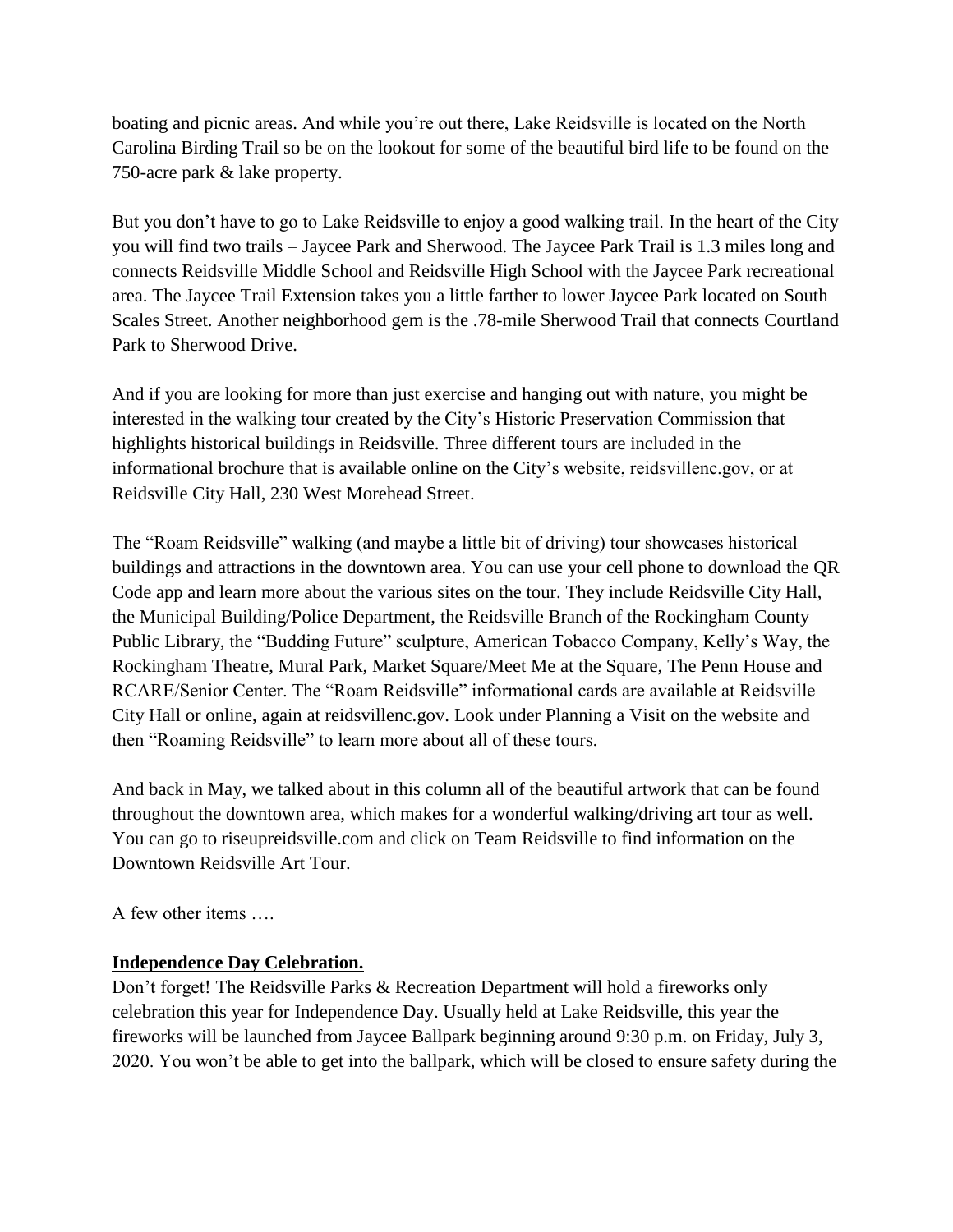boating and picnic areas. And while you're out there, Lake Reidsville is located on the North Carolina Birding Trail so be on the lookout for some of the beautiful bird life to be found on the 750-acre park & lake property.

But you don't have to go to Lake Reidsville to enjoy a good walking trail. In the heart of the City you will find two trails – Jaycee Park and Sherwood. The Jaycee Park Trail is 1.3 miles long and connects Reidsville Middle School and Reidsville High School with the Jaycee Park recreational area. The Jaycee Trail Extension takes you a little farther to lower Jaycee Park located on South Scales Street. Another neighborhood gem is the .78-mile Sherwood Trail that connects Courtland Park to Sherwood Drive.

And if you are looking for more than just exercise and hanging out with nature, you might be interested in the walking tour created by the City's Historic Preservation Commission that highlights historical buildings in Reidsville. Three different tours are included in the informational brochure that is available online on the City's website, reidsvillenc.gov, or at Reidsville City Hall, 230 West Morehead Street.

The "Roam Reidsville" walking (and maybe a little bit of driving) tour showcases historical buildings and attractions in the downtown area. You can use your cell phone to download the QR Code app and learn more about the various sites on the tour. They include Reidsville City Hall, the Municipal Building/Police Department, the Reidsville Branch of the Rockingham County Public Library, the "Budding Future" sculpture, American Tobacco Company, Kelly's Way, the Rockingham Theatre, Mural Park, Market Square/Meet Me at the Square, The Penn House and RCARE/Senior Center. The "Roam Reidsville" informational cards are available at Reidsville City Hall or online, again at reidsvillenc.gov. Look under Planning a Visit on the website and then "Roaming Reidsville" to learn more about all of these tours.

And back in May, we talked about in this column all of the beautiful artwork that can be found throughout the downtown area, which makes for a wonderful walking/driving art tour as well. You can go to riseupreidsville.com and click on Team Reidsville to find information on the Downtown Reidsville Art Tour.

A few other items ….

**Independence Day Celebration.**

Don't forget! The Reidsville Parks & Recreation Department will hold a fireworks only celebration this year for Independence Day. Usually held at Lake Reidsville, this year the fireworks will be launched from Jaycee Ballpark beginning around 9:30 p.m. on Friday, July 3, 2020. You won't be able to get into the ballpark, which will be closed to ensure safety during the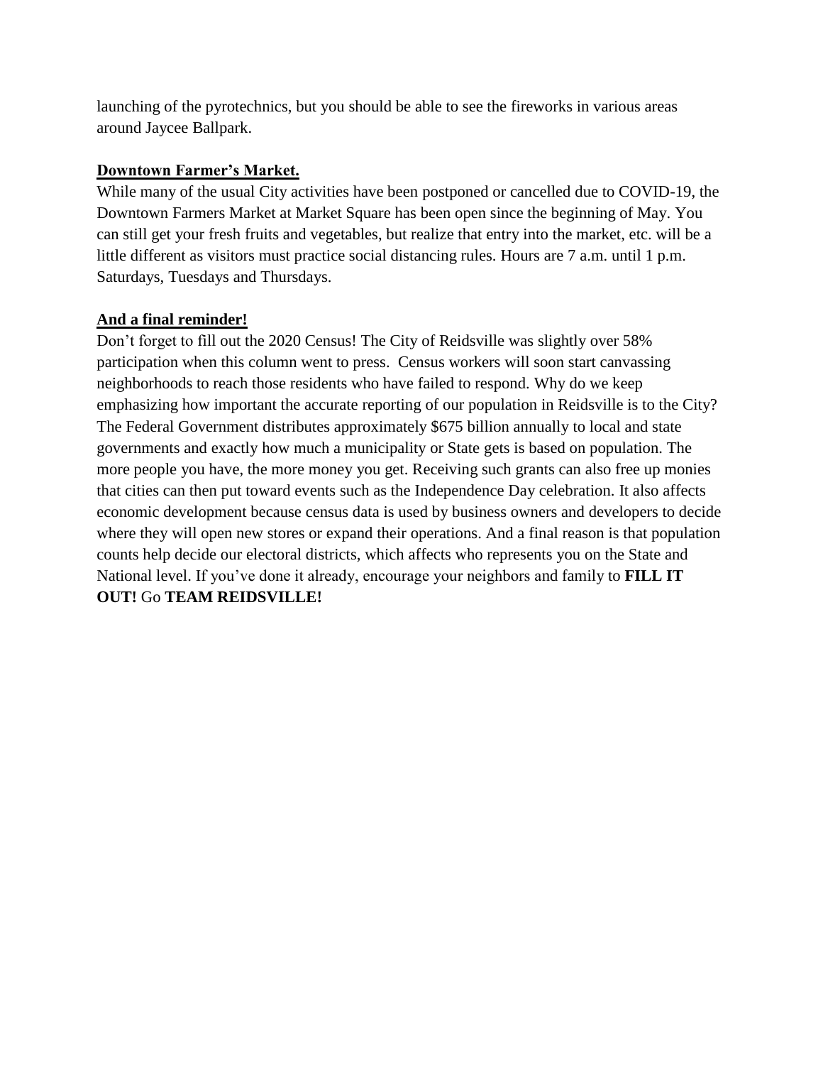launching of the pyrotechnics, but you should be able to see the fireworks in various areas around Jaycee Ballpark.

**Downtown Farmer's Market.**

While many of the usual City activities have been postponed or cancelled due to COVID-19, the Downtown Farmers Market at Market Square has been open since the beginning of May. You can still get your fresh fruits and vegetables, but realize that entry into the market, etc. will be a little different as visitors must practice social distancing rules. Hours are 7 a.m. until 1 p.m. Saturdays, Tuesdays and Thursdays.

**And a final reminder!**

Don't forget to fill out the 2020 Census! The City of Reidsville was slightly over 58% participation when this column went to press. Census workers will soon start canvassing neighborhoods to reach those residents who have failed to respond. Why do we keep emphasizing how important the accurate reporting of our population in Reidsville is to the City? The Federal Government distributes approximately $675 billion annually to local and state governments and exactly how much a municipality or State gets is based on population. The more people you have, the more money you get. Receiving such grants can also free up monies that cities can then put toward events such as the Independence Day celebration. It also affects economic development because census data is used by business owners and developers to decide where they will open new stores or expand their operations. And a final reason is that population counts help decide our electoral districts, which affects who represents you on the State and National level. If you've done it already, encourage your neighbors and family to **FILL IT OUT!** Go **TEAM REIDSVILLE!**